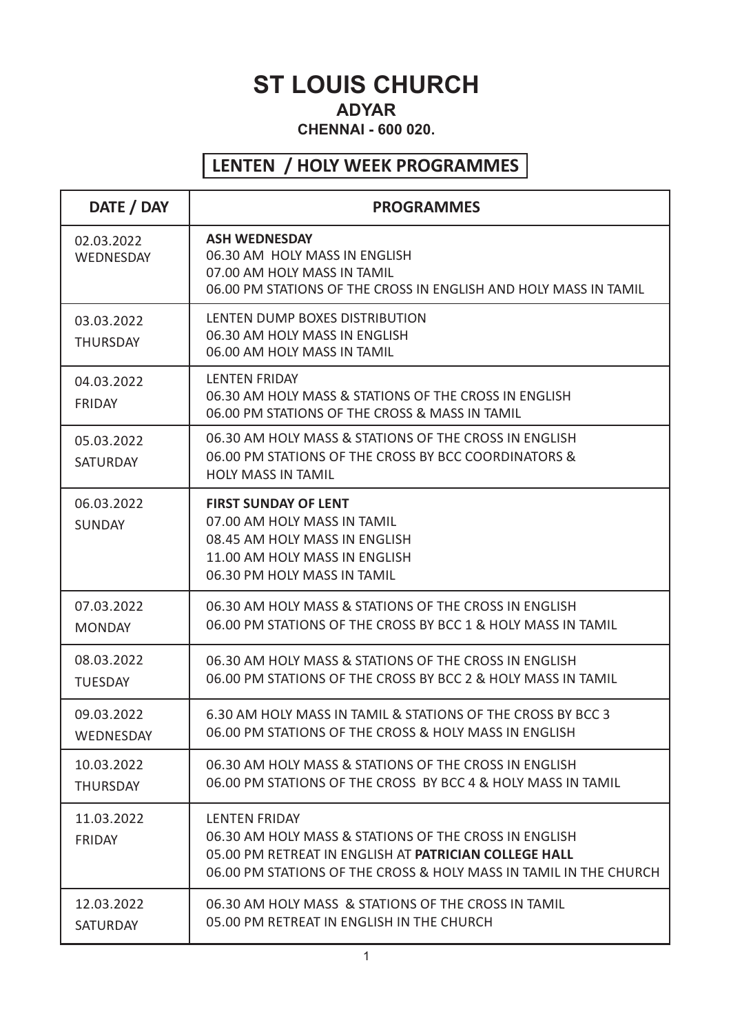# ST LOUIS CHURCH

## ADYAR

### CHENNAI - 600 020.

## LENTEN / HOLY WEEK PROGRAMMES

| DATE / DAY | PROGRAMMES |
|---|---|
| 02.03.2022 WEDNESDAY | **ASH WEDNESDAY**<br>06.30 AM HOLY MASS IN ENGLISH<br>07.00 AM HOLY MASS IN TAMIL<br>06.00 PM STATIONS OF THE CROSS IN ENGLISH AND HOLY MASS IN TAMIL |
| 03.03.2022 THURSDAY | LENTEN DUMP BOXES DISTRIBUTION<br>06.30 AM HOLY MASS IN ENGLISH<br>06.00 AM HOLY MASS IN TAMIL |
| 04.03.2022 FRIDAY | LENTEN FRIDAY<br>06.30 AM HOLY MASS & STATIONS OF THE CROSS IN ENGLISH<br>06.00 PM STATIONS OF THE CROSS & MASS IN TAMIL |
| 05.03.2022 SATURDAY | 06.30 AM HOLY MASS & STATIONS OF THE CROSS IN ENGLISH<br>06.00 PM STATIONS OF THE CROSS BY BCC COORDINATORS & HOLY MASS IN TAMIL |
| 06.03.2022 SUNDAY | **FIRST SUNDAY OF LENT**<br>07.00 AM HOLY MASS IN TAMIL<br>08.45 AM HOLY MASS IN ENGLISH<br>11.00 AM HOLY MASS IN ENGLISH<br>06.30 PM HOLY MASS IN TAMIL |
| 07.03.2022 MONDAY | 06.30 AM HOLY MASS & STATIONS OF THE CROSS IN ENGLISH<br>06.00 PM STATIONS OF THE CROSS BY BCC 1 & HOLY MASS IN TAMIL |
| 08.03.2022 TUESDAY | 06.30 AM HOLY MASS & STATIONS OF THE CROSS IN ENGLISH<br>06.00 PM STATIONS OF THE CROSS BY BCC 2 & HOLY MASS IN TAMIL |
| 09.03.2022 WEDNESDAY | 6.30 AM HOLY MASS IN TAMIL & STATIONS OF THE CROSS BY BCC 3<br>06.00 PM STATIONS OF THE CROSS & HOLY MASS IN ENGLISH |
| 10.03.2022 THURSDAY | 06.30 AM HOLY MASS & STATIONS OF THE CROSS IN ENGLISH<br>06.00 PM STATIONS OF THE CROSS BY BCC 4 & HOLY MASS IN TAMIL |
| 11.03.2022 FRIDAY | LENTEN FRIDAY<br>06.30 AM HOLY MASS & STATIONS OF THE CROSS IN ENGLISH<br>05.00 PM RETREAT IN ENGLISH AT **PATRICIAN COLLEGE HALL**<br>06.00 PM STATIONS OF THE CROSS & HOLY MASS IN TAMIL IN THE CHURCH |
| 12.03.2022 SATURDAY | 06.30 AM HOLY MASS & STATIONS OF THE CROSS IN TAMIL<br>05.00 PM RETREAT IN ENGLISH IN THE CHURCH |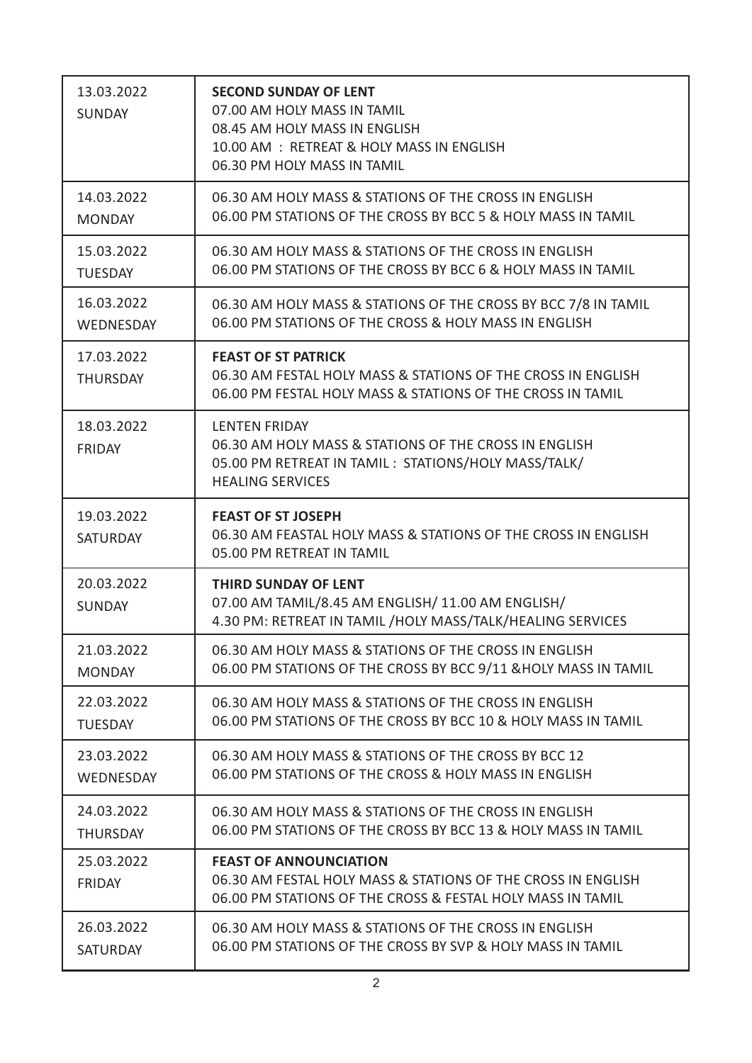| | |
|---|---|
| 13.03.2022<br>SUNDAY | **SECOND SUNDAY OF LENT**<br>07.00 AM HOLY MASS IN TAMIL<br>08.45 AM HOLY MASS IN ENGLISH<br>10.00 AM : RETREAT & HOLY MASS IN ENGLISH<br>06.30 PM HOLY MASS IN TAMIL |
| 14.03.2022<br>MONDAY | 06.30 AM HOLY MASS & STATIONS OF THE CROSS IN ENGLISH<br>06.00 PM STATIONS OF THE CROSS BY BCC 5 & HOLY MASS IN TAMIL |
| 15.03.2022<br>TUESDAY | 06.30 AM HOLY MASS & STATIONS OF THE CROSS IN ENGLISH<br>06.00 PM STATIONS OF THE CROSS BY BCC 6 & HOLY MASS IN TAMIL |
| 16.03.2022<br>WEDNESDAY | 06.30 AM HOLY MASS & STATIONS OF THE CROSS BY BCC 7/8 IN TAMIL<br>06.00 PM STATIONS OF THE CROSS & HOLY MASS IN ENGLISH |
| 17.03.2022<br>THURSDAY | **FEAST OF ST PATRICK**<br>06.30 AM FESTAL HOLY MASS & STATIONS OF THE CROSS IN ENGLISH<br>06.00 PM FESTAL HOLY MASS & STATIONS OF THE CROSS IN TAMIL |
| 18.03.2022<br>FRIDAY | LENTEN FRIDAY<br>06.30 AM HOLY MASS & STATIONS OF THE CROSS IN ENGLISH<br>05.00 PM RETREAT IN TAMIL : STATIONS/HOLY MASS/TALK/<br>HEALING SERVICES |
| 19.03.2022<br>SATURDAY | **FEAST OF ST JOSEPH**<br>06.30 AM FEASTAL HOLY MASS & STATIONS OF THE CROSS IN ENGLISH<br>05.00 PM RETREAT IN TAMIL |
| 20.03.2022<br>SUNDAY | **THIRD SUNDAY OF LENT**<br>07.00 AM TAMIL/8.45 AM ENGLISH/ 11.00 AM ENGLISH/<br>4.30 PM: RETREAT IN TAMIL /HOLY MASS/TALK/HEALING SERVICES |
| 21.03.2022<br>MONDAY | 06.30 AM HOLY MASS & STATIONS OF THE CROSS IN ENGLISH<br>06.00 PM STATIONS OF THE CROSS BY BCC 9/11 &HOLY MASS IN TAMIL |
| 22.03.2022<br>TUESDAY | 06.30 AM HOLY MASS & STATIONS OF THE CROSS IN ENGLISH<br>06.00 PM STATIONS OF THE CROSS BY BCC 10 & HOLY MASS IN TAMIL |
| 23.03.2022<br>WEDNESDAY | 06.30 AM HOLY MASS & STATIONS OF THE CROSS BY BCC 12<br>06.00 PM STATIONS OF THE CROSS & HOLY MASS IN ENGLISH |
| 24.03.2022<br>THURSDAY | 06.30 AM HOLY MASS & STATIONS OF THE CROSS IN ENGLISH<br>06.00 PM STATIONS OF THE CROSS BY BCC 13 & HOLY MASS IN TAMIL |
| 25.03.2022<br>FRIDAY | **FEAST OF ANNOUNCIATION**<br>06.30 AM FESTAL HOLY MASS & STATIONS OF THE CROSS IN ENGLISH<br>06.00 PM STATIONS OF THE CROSS & FESTAL HOLY MASS IN TAMIL |
| 26.03.2022<br>SATURDAY | 06.30 AM HOLY MASS & STATIONS OF THE CROSS IN ENGLISH<br>06.00 PM STATIONS OF THE CROSS BY SVP & HOLY MASS IN TAMIL |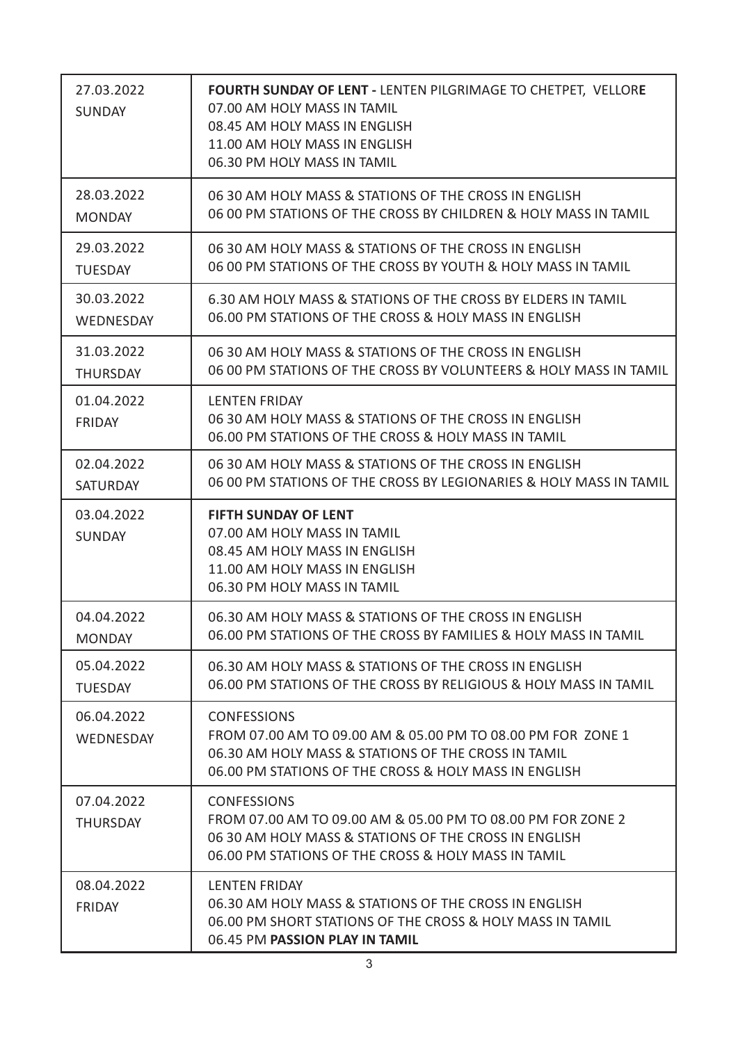| | |
|---|---|
| 27.03.2022<br>SUNDAY | **FOURTH SUNDAY OF LENT -** LENTEN PILGRIMAGE TO CHETPET, VELLORE<br>07.00 AM HOLY MASS IN TAMIL<br>08.45 AM HOLY MASS IN ENGLISH<br>11.00 AM HOLY MASS IN ENGLISH<br>06.30 PM HOLY MASS IN TAMIL |
| 28.03.2022<br>MONDAY | 06 30 AM HOLY MASS & STATIONS OF THE CROSS IN ENGLISH<br>06 00 PM STATIONS OF THE CROSS BY CHILDREN & HOLY MASS IN TAMIL |
| 29.03.2022<br>TUESDAY | 06 30 AM HOLY MASS & STATIONS OF THE CROSS IN ENGLISH<br>06 00 PM STATIONS OF THE CROSS BY YOUTH & HOLY MASS IN TAMIL |
| 30.03.2022<br>WEDNESDAY | 6.30 AM HOLY MASS & STATIONS OF THE CROSS BY ELDERS IN TAMIL<br>06.00 PM STATIONS OF THE CROSS & HOLY MASS IN ENGLISH |
| 31.03.2022<br>THURSDAY | 06 30 AM HOLY MASS & STATIONS OF THE CROSS IN ENGLISH<br>06 00 PM STATIONS OF THE CROSS BY VOLUNTEERS & HOLY MASS IN TAMIL |
| 01.04.2022<br>FRIDAY | LENTEN FRIDAY<br>06 30 AM HOLY MASS & STATIONS OF THE CROSS IN ENGLISH<br>06.00 PM STATIONS OF THE CROSS & HOLY MASS IN TAMIL |
| 02.04.2022<br>SATURDAY | 06 30 AM HOLY MASS & STATIONS OF THE CROSS IN ENGLISH<br>06 00 PM STATIONS OF THE CROSS BY LEGIONARIES & HOLY MASS IN TAMIL |
| 03.04.2022<br>SUNDAY | **FIFTH SUNDAY OF LENT**<br>07.00 AM HOLY MASS IN TAMIL<br>08.45 AM HOLY MASS IN ENGLISH<br>11.00 AM HOLY MASS IN ENGLISH<br>06.30 PM HOLY MASS IN TAMIL |
| 04.04.2022<br>MONDAY | 06.30 AM HOLY MASS & STATIONS OF THE CROSS IN ENGLISH<br>06.00 PM STATIONS OF THE CROSS BY FAMILIES & HOLY MASS IN TAMIL |
| 05.04.2022<br>TUESDAY | 06.30 AM HOLY MASS & STATIONS OF THE CROSS IN ENGLISH<br>06.00 PM STATIONS OF THE CROSS BY RELIGIOUS & HOLY MASS IN TAMIL |
| 06.04.2022<br>WEDNESDAY | CONFESSIONS<br>FROM 07.00 AM TO 09.00 AM & 05.00 PM TO 08.00 PM FOR ZONE 1<br>06.30 AM HOLY MASS & STATIONS OF THE CROSS IN TAMIL<br>06.00 PM STATIONS OF THE CROSS & HOLY MASS IN ENGLISH |
| 07.04.2022<br>THURSDAY | CONFESSIONS<br>FROM 07.00 AM TO 09.00 AM & 05.00 PM TO 08.00 PM FOR ZONE 2<br>06 30 AM HOLY MASS & STATIONS OF THE CROSS IN ENGLISH<br>06.00 PM STATIONS OF THE CROSS & HOLY MASS IN TAMIL |
| 08.04.2022<br>FRIDAY | LENTEN FRIDAY<br>06.30 AM HOLY MASS & STATIONS OF THE CROSS IN ENGLISH<br>06.00 PM SHORT STATIONS OF THE CROSS & HOLY MASS IN TAMIL<br>06.45 PM **PASSION PLAY IN TAMIL** |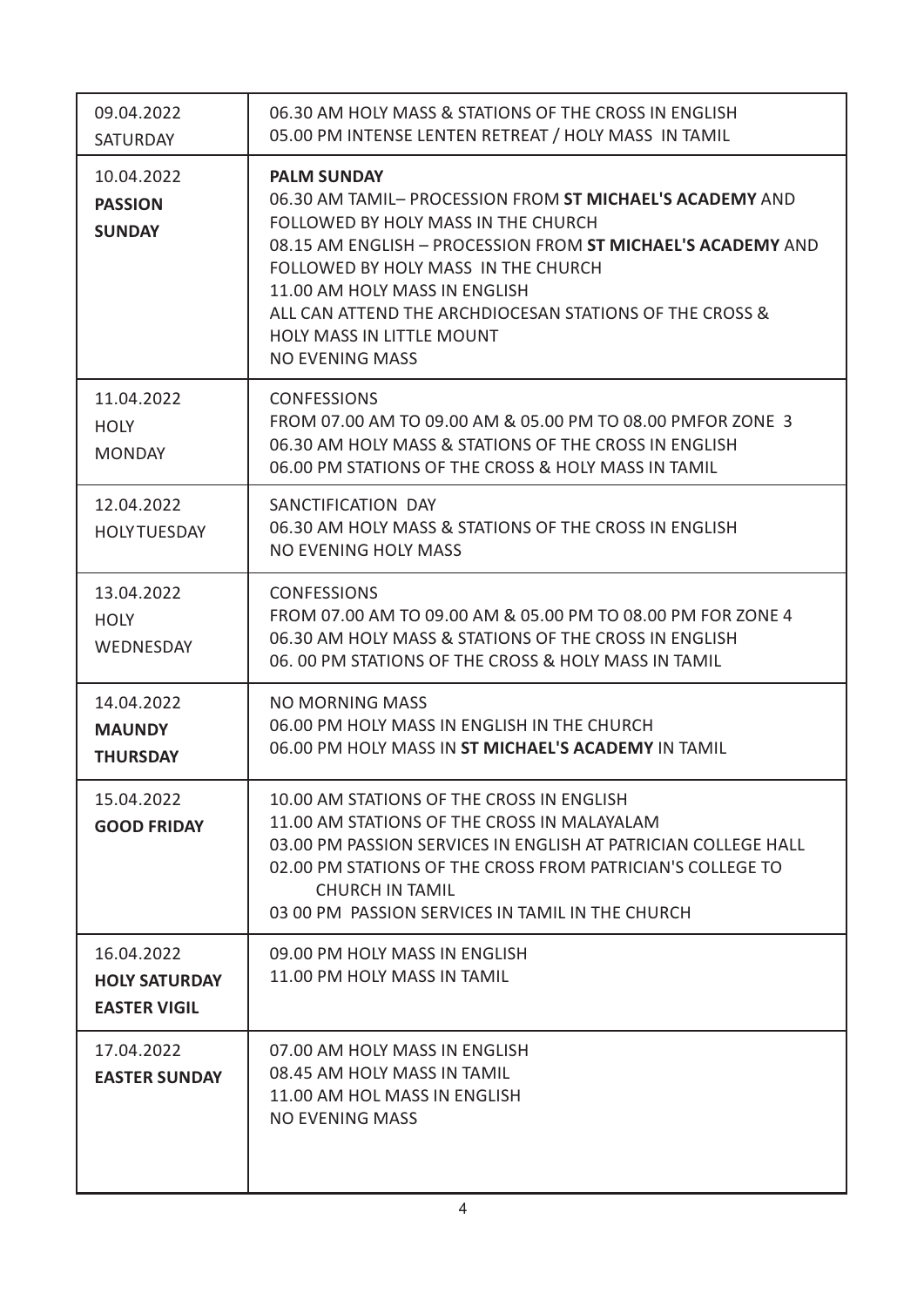| | |
|---|---|
| 09.04.2022<br>SATURDAY | 06.30 AM HOLY MASS & STATIONS OF THE CROSS IN ENGLISH<br>05.00 PM INTENSE LENTEN RETREAT / HOLY MASS IN TAMIL |
| 10.04.2022<br>**PASSION SUNDAY** | **PALM SUNDAY**<br>06.30 AM TAMIL– PROCESSION FROM **ST MICHAEL'S ACADEMY** AND FOLLOWED BY HOLY MASS IN THE CHURCH<br>08.15 AM ENGLISH – PROCESSION FROM **ST MICHAEL'S ACADEMY** AND FOLLOWED BY HOLY MASS IN THE CHURCH<br>11.00 AM HOLY MASS IN ENGLISH<br>ALL CAN ATTEND THE ARCHDIOCESAN STATIONS OF THE CROSS & HOLY MASS IN LITTLE MOUNT<br>NO EVENING MASS |
| 11.04.2022<br>HOLY MONDAY | CONFESSIONS<br>FROM 07.00 AM TO 09.00 AM & 05.00 PM TO 08.00 PMFOR ZONE 3<br>06.30 AM HOLY MASS & STATIONS OF THE CROSS IN ENGLISH<br>06.00 PM STATIONS OF THE CROSS & HOLY MASS IN TAMIL |
| 12.04.2022<br>HOLYTUESDAY | SANCTIFICATION DAY<br>06.30 AM HOLY MASS & STATIONS OF THE CROSS IN ENGLISH<br>NO EVENING HOLY MASS |
| 13.04.2022<br>HOLY WEDNESDAY | CONFESSIONS<br>FROM 07.00 AM TO 09.00 AM & 05.00 PM TO 08.00 PM FOR ZONE 4<br>06.30 AM HOLY MASS & STATIONS OF THE CROSS IN ENGLISH<br>06. 00 PM STATIONS OF THE CROSS & HOLY MASS IN TAMIL |
| 14.04.2022<br>**MAUNDY THURSDAY** | NO MORNING MASS<br>06.00 PM HOLY MASS IN ENGLISH IN THE CHURCH<br>06.00 PM HOLY MASS IN **ST MICHAEL'S ACADEMY** IN TAMIL |
| 15.04.2022<br>**GOOD FRIDAY** | 10.00 AM STATIONS OF THE CROSS IN ENGLISH<br>11.00 AM STATIONS OF THE CROSS IN MALAYALAM<br>03.00 PM PASSION SERVICES IN ENGLISH AT PATRICIAN COLLEGE HALL<br>02.00 PM STATIONS OF THE CROSS FROM PATRICIAN'S COLLEGE TO CHURCH IN TAMIL<br>03 00 PM PASSION SERVICES IN TAMIL IN THE CHURCH |
| 16.04.2022<br>**HOLY SATURDAY**<br>**EASTER VIGIL** | 09.00 PM HOLY MASS IN ENGLISH<br>11.00 PM HOLY MASS IN TAMIL |
| 17.04.2022<br>**EASTER SUNDAY** | 07.00 AM HOLY MASS IN ENGLISH<br>08.45 AM HOLY MASS IN TAMIL<br>11.00 AM HOL MASS IN ENGLISH<br>NO EVENING MASS |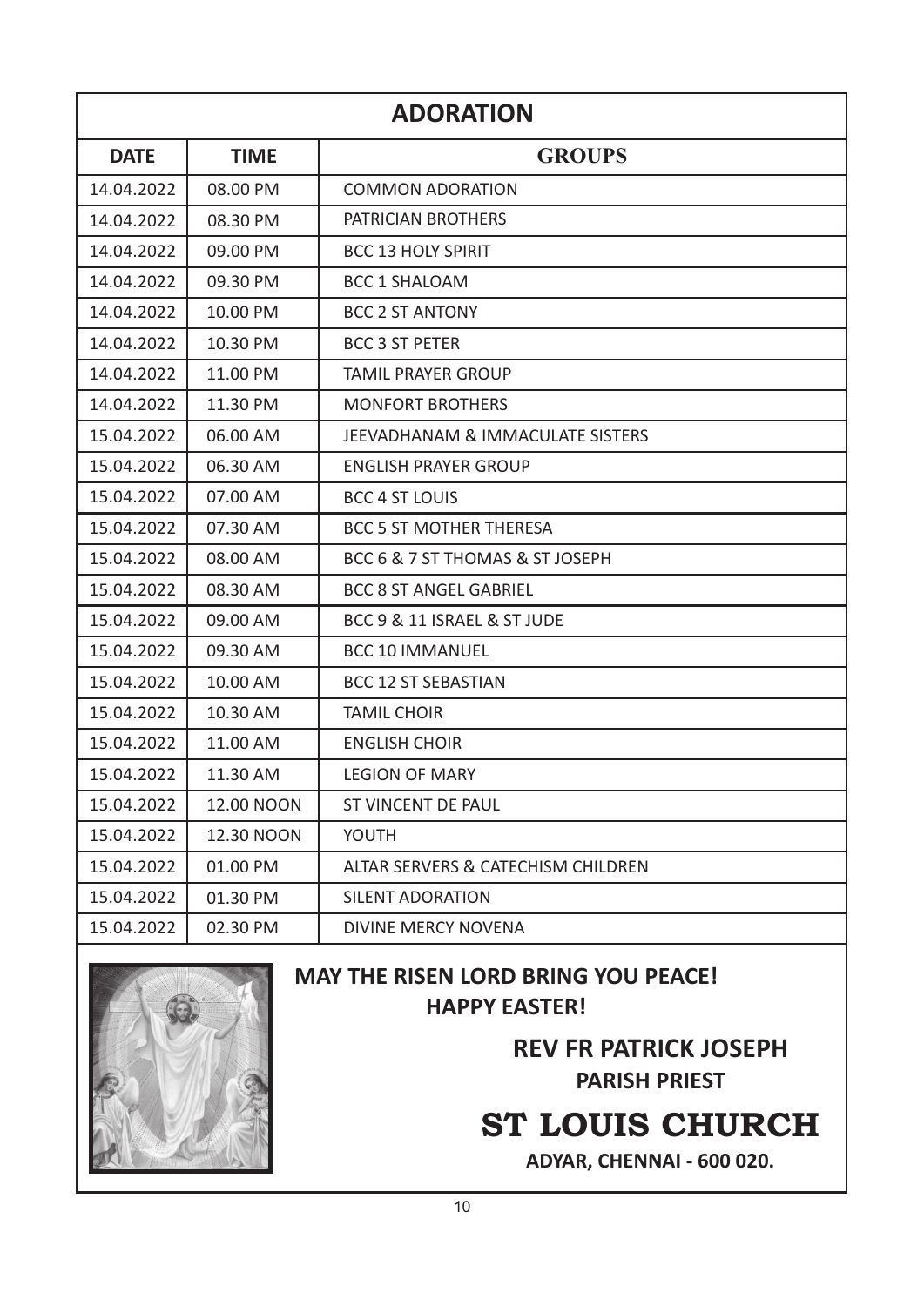## ADORATION

| DATE | TIME | GROUPS |
|---|---|---|
| 14.04.2022 | 08.00 PM | COMMON ADORATION |
| 14.04.2022 | 08.30 PM | PATRICIAN BROTHERS |
| 14.04.2022 | 09.00 PM | BCC 13 HOLY SPIRIT |
| 14.04.2022 | 09.30 PM | BCC 1 SHALOAM |
| 14.04.2022 | 10.00 PM | BCC 2 ST ANTONY |
| 14.04.2022 | 10.30 PM | BCC 3 ST PETER |
| 14.04.2022 | 11.00 PM | TAMIL PRAYER GROUP |
| 14.04.2022 | 11.30 PM | MONFORT BROTHERS |
| 15.04.2022 | 06.00 AM | JEEVADHANAM & IMMACULATE SISTERS |
| 15.04.2022 | 06.30 AM | ENGLISH PRAYER GROUP |
| 15.04.2022 | 07.00 AM | BCC 4 ST LOUIS |
| 15.04.2022 | 07.30 AM | BCC 5 ST MOTHER THERESA |
| 15.04.2022 | 08.00 AM | BCC 6 & 7 ST THOMAS & ST JOSEPH |
| 15.04.2022 | 08.30 AM | BCC 8 ST ANGEL GABRIEL |
| 15.04.2022 | 09.00 AM | BCC 9 & 11 ISRAEL & ST JUDE |
| 15.04.2022 | 09.30 AM | BCC 10 IMMANUEL |
| 15.04.2022 | 10.00 AM | BCC 12 ST SEBASTIAN |
| 15.04.2022 | 10.30 AM | TAMIL CHOIR |
| 15.04.2022 | 11.00 AM | ENGLISH CHOIR |
| 15.04.2022 | 11.30 AM | LEGION OF MARY |
| 15.04.2022 | 12.00 NOON | ST VINCENT DE PAUL |
| 15.04.2022 | 12.30 NOON | YOUTH |
| 15.04.2022 | 01.00 PM | ALTAR SERVERS & CATECHISM CHILDREN |
| 15.04.2022 | 01.30 PM | SILENT ADORATION |
| 15.04.2022 | 02.30 PM | DIVINE MERCY NOVENA |

**MAY THE RISEN LORD BRING YOU PEACE!**
**HAPPY EASTER!**

**REV FR PATRICK JOSEPH**
**PARISH PRIEST**

# ST LOUIS CHURCH

**ADYAR, CHENNAI - 600 020.**